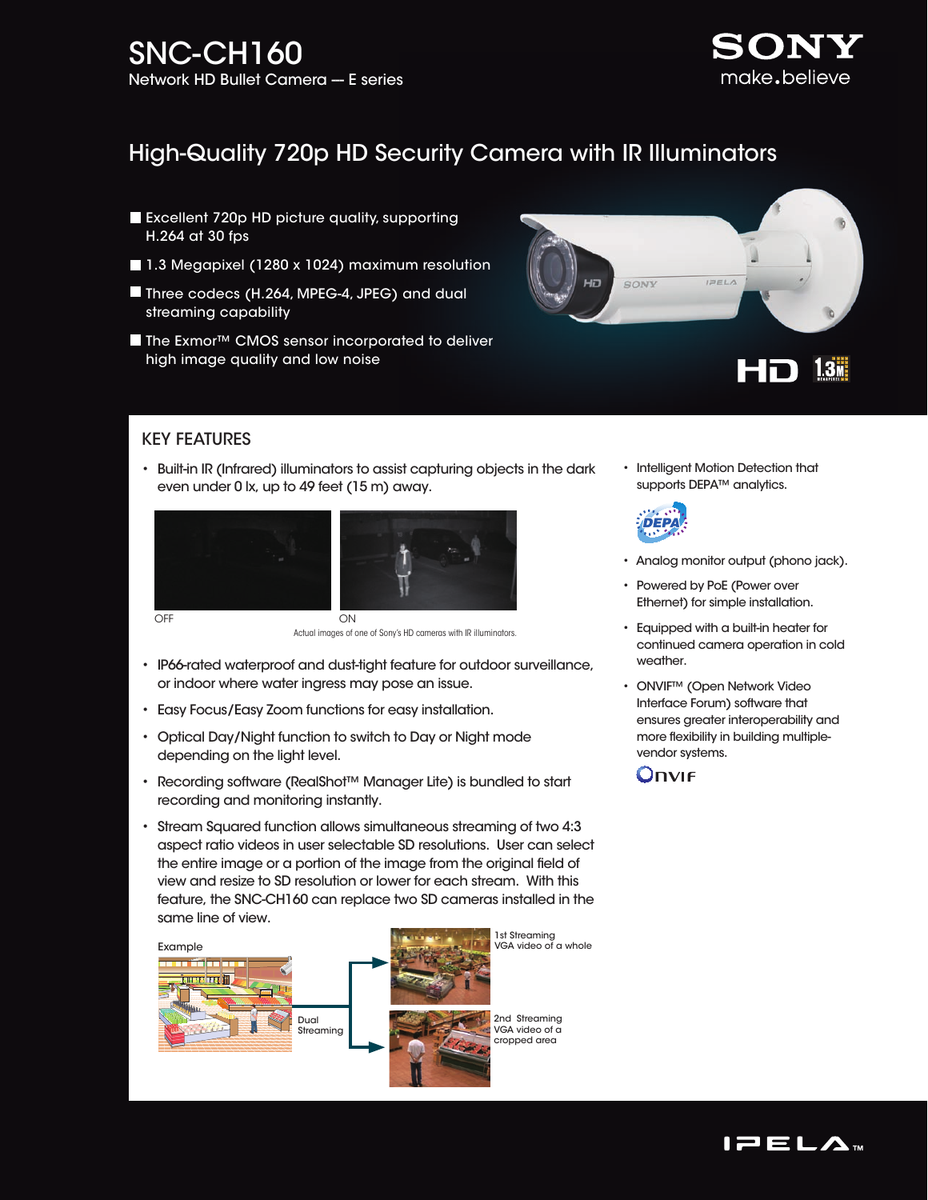# SNC-CH160

Network HD Bullet Camera — E series

SONY make.believe

## High-Quality 720p HD Security Camera with IR Illuminators

- Excellent 720p HD picture quality, supporting H.264 at 30 fps
- 1.3 Megapixel (1280 x 1024) maximum resolution
- Three codecs (H.264, MPEG-4, JPEG) and dual streaming capability
- The Exmor™ CMOS sensor incorporated to deliver high image quality and low noise

## KEY FEATURES

- Built-in IR (Infrared) illuminators to assist capturing objects in the dark even under 0 lx, up to 49 feet (15 m) away.

OFF ON

Actual images of one of Sony's HD cameras with IR illuminators.

- IP66-rated waterproof and dust-tight feature for outdoor surveillance, or indoor where water ingress may pose an issue.
- Easy Focus/Easy Zoom functions for easy installation.
- Optical Day/Night function to switch to Day or Night mode depending on the light level.
- Recording software (RealShot™ Manager Lite) is bundled to start recording and monitoring instantly.
- Stream Squared function allows simultaneous streaming of two 4:3 aspect ratio videos in user selectable SD resolutions. User can select the entire image or a portion of the image from the original field of view and resize to SD resolution or lower for each stream. With this feature, the SNC-CH160 can replace two SD cameras installed in the same line of view.

Example

Dual Streaming

1st Streaming VGA video of a whole

2nd Streaming VGA video of a cropped area

- Intelligent Motion Detection that supports DEPA™ analytics.
- Analog monitor output (phono jack).
- Powered by PoE (Power over Ethernet) for simple installation.
- Equipped with a built-in heater for continued camera operation in cold weather.
- ONVIF™ (Open Network Video Interface Forum) software that ensures greater interoperability and more flexibility in building multiple-vendor systems.

IPELA™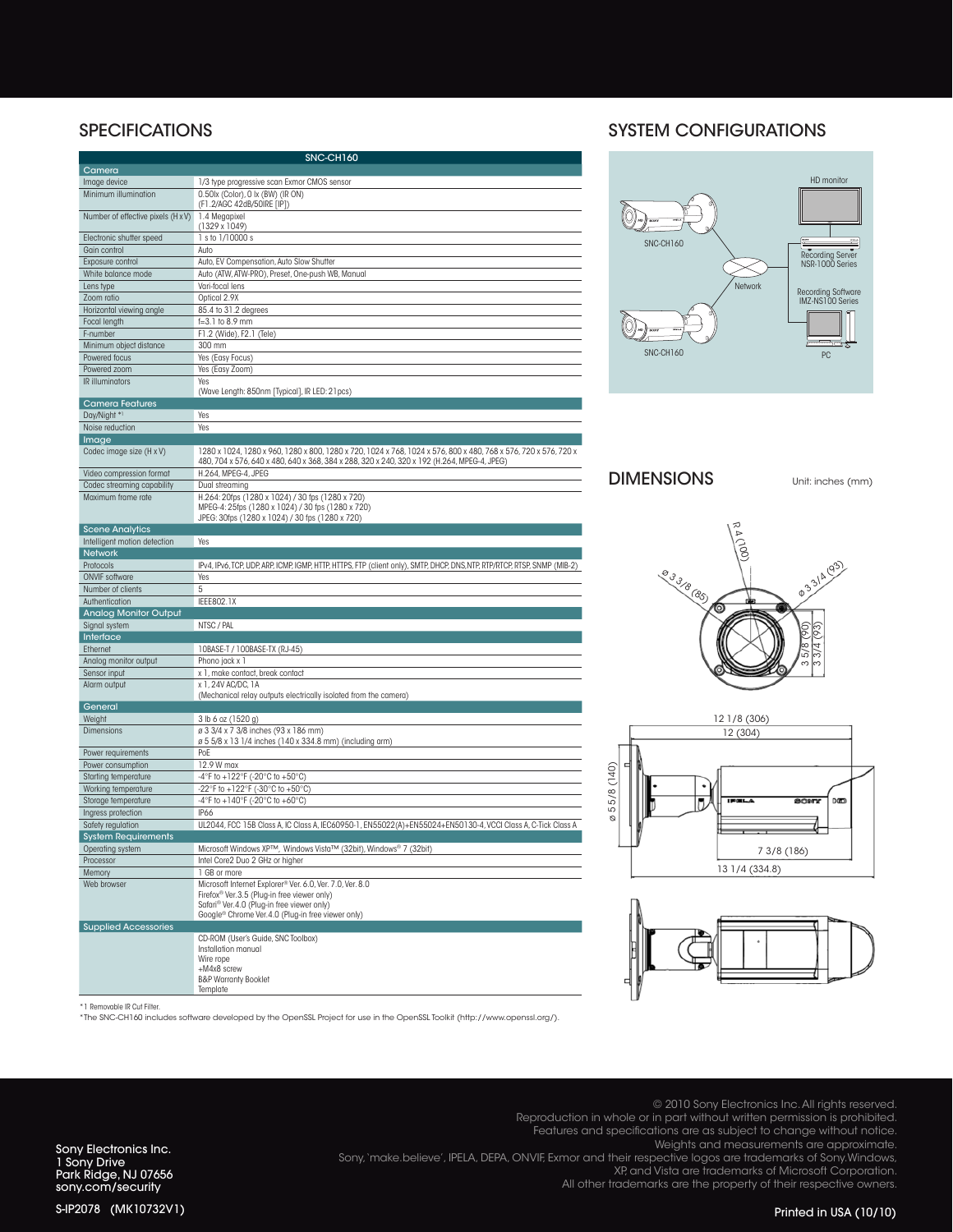## SPECIFICATIONS

| | SNC-CH160 |
|---|---|
| **Camera** | |
| Image device | 1/3 type progressive scan Exmor CMOS sensor |
| Minimum illumination | 0.50lx (Color), 0 lx (BW) (IR ON) (F1.2/AGC 42dB/50IRE [IP]) |
| Number of effective pixels (H x V) | 1.4 Megapixel (1329 x 1049) |
| Electronic shutter speed | 1 s to 1/10000 s |
| Gain control | Auto |
| Exposure control | Auto, EV Compensation, Auto Slow Shutter |
| White balance mode | Auto (ATW, ATW-PRO), Preset, One-push WB, Manual |
| Lens type | Vari-focal lens |
| Zoom ratio | Optical 2.9X |
| Horizontal viewing angle | 85.4 to 31.2 degrees |
| Focal length | f=3.1 to 8.9 mm |
| F-number | F1.2 (Wide), F2.1 (Tele) |
| Minimum object distance | 300 mm |
| Powered focus | Yes (Easy Focus) |
| Powered zoom | Yes (Easy Zoom) |
| IR illuminators | Yes (Wave Length: 850nm [Typical], IR LED: 21pcs) |
| **Camera Features** | |
| Day/Night *1 | Yes |
| Noise reduction | Yes |
| **Image** | |
| Codec image size (H x V) | 1280 x 1024, 1280 x 960, 1280 x 800, 1280 x 720, 1024 x 768, 1024 x 576, 800 x 480, 768 x 576, 720 x 576, 720 x 480, 704 x 576, 640 x 480, 640 x 368, 384 x 288, 320 x 240, 320 x 192 (H.264, MPEG-4, JPEG) |
| Video compression format | H.264, MPEG-4, JPEG |
| Codec streaming capability | Dual streaming |
| Maximum frame rate | H.264: 20fps (1280 x 1024) / 30 fps (1280 x 720) MPEG-4: 25fps (1280 x 1024) / 30 fps (1280 x 720) JPEG: 30fps (1280 x 1024) / 30 fps (1280 x 720) |
| **Scene Analytics** | |
| Intelligent motion detection | Yes |
| **Network** | |
| Protocols | IPv4, IPv6, TCP, UDP, ARP, ICMP, IGMP, HTTP, HTTPS, FTP (client only), SMTP, DHCP, DNS, NTP, RTP/RTCP, RTSP, SNMP (MIB-2) |
| ONVIF software | Yes |
| Number of clients | 5 |
| Authentication | IEEE802.1X |
| **Analog Monitor Output** | |
| Signal system | NTSC / PAL |
| **Interface** | |
| Ethernet | 10BASE-T / 100BASE-TX (RJ-45) |
| Analog monitor output | Phono jack x 1 |
| Sensor input | x 1, make contact, break contact |
| Alarm output | x 1, 24V AC/DC, 1A (Mechanical relay outputs electrically isolated from the camera) |
| **General** | |
| Weight | 3 lb 6 oz (1520 g) |
| Dimensions | ø 3 3/4 x 7 3/8 inches (93 x 186 mm) ø 5 5/8 x 13 1/4 inches (140 x 334.8 mm) (including arm) |
| Power requirements | PoE |
| Power consumption | 12.9 W max |
| Starting temperature | -4°F to +122°F (-20°C to +50°C) |
| Working temperature | -22°F to +122°F (-30°C to +50°C) |
| Storage temperature | -4°F to +140°F (-20°C to +60°C) |
| Ingress protection | IP66 |
| Safety regulation | UL2044, FCC 15B Class A, IC Class A, IEC60950-1, EN55022(A)+EN55024+EN50130-4, VCCI Class A, C-Tick Class A |
| **System Requirements** | |
| Operating system | Microsoft Windows XP™, Windows Vista™ (32bit), Windows® 7 (32bit) |
| Processor | Intel Core2 Duo 2 GHz or higher |
| Memory | 1 GB or more |
| Web browser | Microsoft Internet Explorer® Ver. 6.0, Ver. 7.0, Ver. 8.0 Firefox® Ver.3.5 (Plug-in free viewer only) Safari® Ver.4.0 (Plug-in free viewer only) Google® Chrome Ver.4.0 (Plug-in free viewer only) |
| **Supplied Accessories** | |
| | CD-ROM (User's Guide, SNC Toolbox) Installation manual Wire rope +M4x8 screw B&P Warranty Booklet Template |

*1 Removable IR Cut Filter.

*The SNC-CH160 includes software developed by the OpenSSL Project for use in the OpenSSL Toolkit (http://www.openssl.org/).

## SYSTEM CONFIGURATIONS

HD monitor

SNC-CH160

Recording Server NSR-1000 Series

Network

Recording Software IMZ-NS100 Series

SNC-CH160

PC

## DIMENSIONS

Unit: inches (mm)

R 4 (100)

ø 3 3/8 (85)

ø 3 3/4 (93)

3 5/8 (90)

3 3/4 (93)

12 1/8 (306)

12 (304)

ø 5 5/8 (140)

7 3/8 (186)

13 1/4 (334.8)

Sony Electronics Inc.
1 Sony Drive
Park Ridge, NJ 07656
sony.com/security

S-IP2078 (MK10732V1)

© 2010 Sony Electronics Inc. All rights reserved.
Reproduction in whole or in part without written permission is prohibited.
Features and specifications are as subject to change without notice.
Weights and measurements are approximate.
Sony, 'make.believe', IPELA, DEPA, ONVIF, Exmor and their respective logos are trademarks of Sony.Windows, XP, and Vista are trademarks of Microsoft Corporation.
All other trademarks are the property of their respective owners.

Printed in USA (10/10)